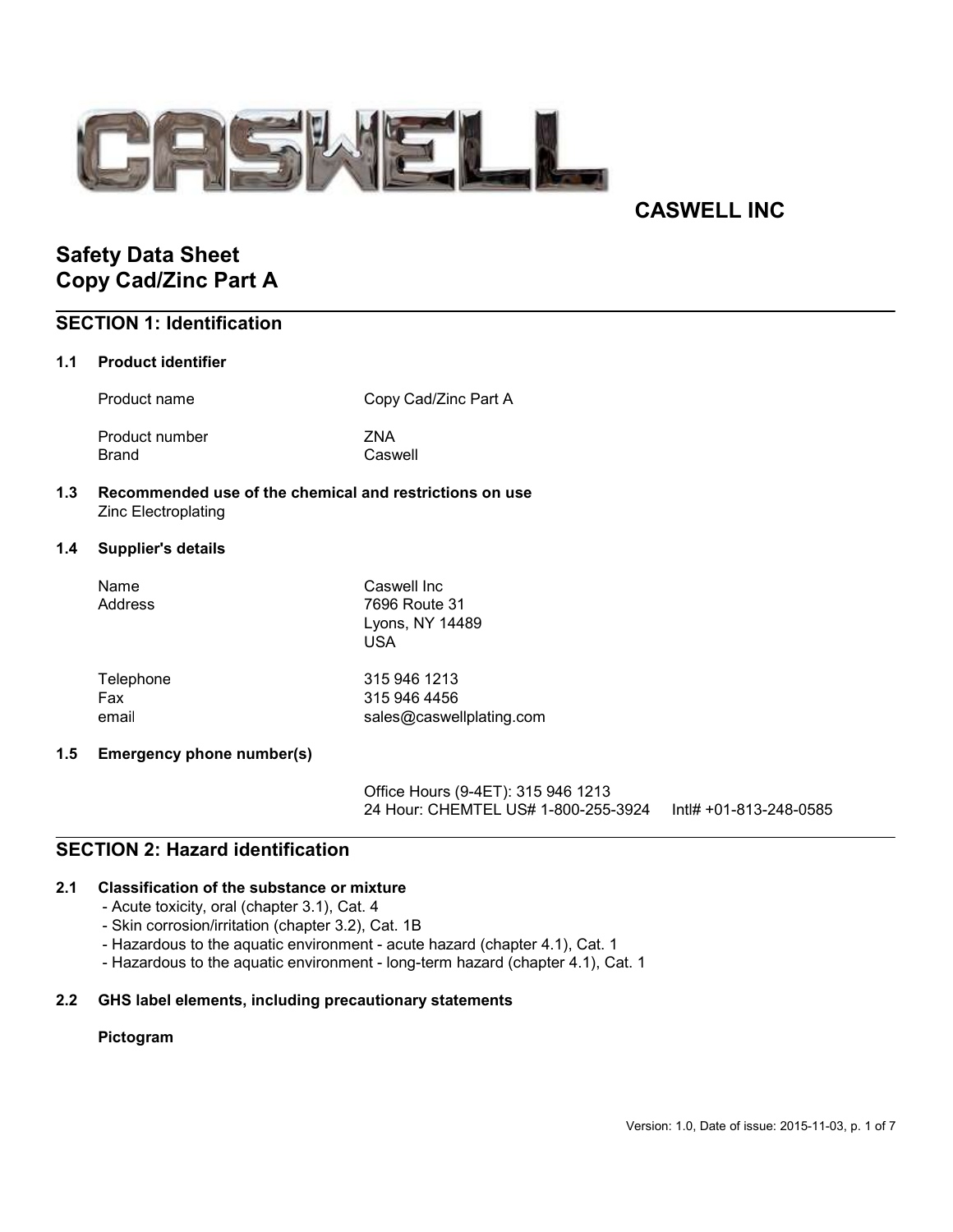CASWELL INC

# Safety Data Sheet
# Copy Cad/Zinc Part A

## SECTION 1: Identification

### 1.1 Product identifier

| | |
|---|---|
| Product name | Copy Cad/Zinc Part A |
| Product number | ZNA |
| Brand | Caswell |

### 1.3 Recommended use of the chemical and restrictions on use

Zinc Electroplating

### 1.4 Supplier's details

| | |
|---|---|
| Name | Caswell Inc |
| Address | 7696 Route 31<br>Lyons, NY 14489<br>USA |
| Telephone | 315 946 1213 |
| Fax | 315 946 4456 |
| email | sales@caswellplating.com |

### 1.5 Emergency phone number(s)

Office Hours (9-4ET): 315 946 1213
24 Hour: CHEMTEL US# 1-800-255-3924 Intl# +01-813-248-0585

## SECTION 2: Hazard identification

### 2.1 Classification of the substance or mixture

- Acute toxicity, oral (chapter 3.1), Cat. 4
- Skin corrosion/irritation (chapter 3.2), Cat. 1B
- Hazardous to the aquatic environment - acute hazard (chapter 4.1), Cat. 1
- Hazardous to the aquatic environment - long-term hazard (chapter 4.1), Cat. 1

### 2.2 GHS label elements, including precautionary statements

**Pictogram**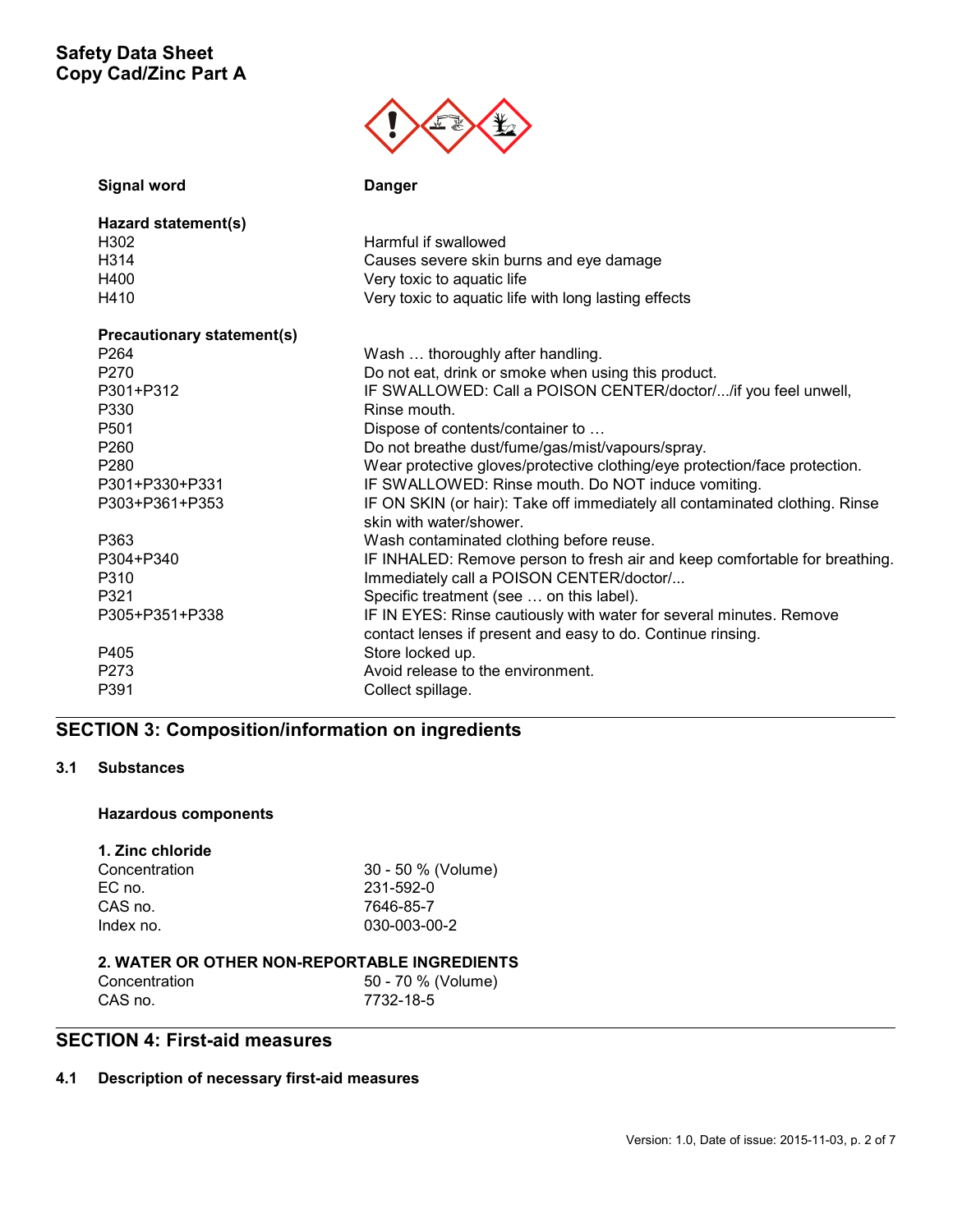Signal word: **Danger**

**Hazard statement(s)**

| | |
|---|---|
| H302 | Harmful if swallowed |
| H314 | Causes severe skin burns and eye damage |
| H400 | Very toxic to aquatic life |
| H410 | Very toxic to aquatic life with long lasting effects |

**Precautionary statement(s)**

| | |
|---|---|
| P264 | Wash … thoroughly after handling. |
| P270 | Do not eat, drink or smoke when using this product. |
| P301+P312 | IF SWALLOWED: Call a POISON CENTER/doctor/.../if you feel unwell, |
| P330 | Rinse mouth. |
| P501 | Dispose of contents/container to … |
| P260 | Do not breathe dust/fume/gas/mist/vapours/spray. |
| P280 | Wear protective gloves/protective clothing/eye protection/face protection. |
| P301+P330+P331 | IF SWALLOWED: Rinse mouth. Do NOT induce vomiting. |
| P303+P361+P353 | IF ON SKIN (or hair): Take off immediately all contaminated clothing. Rinse skin with water/shower. |
| P363 | Wash contaminated clothing before reuse. |
| P304+P340 | IF INHALED: Remove person to fresh air and keep comfortable for breathing. |
| P310 | Immediately call a POISON CENTER/doctor/... |
| P321 | Specific treatment (see … on this label). |
| P305+P351+P338 | IF IN EYES: Rinse cautiously with water for several minutes. Remove contact lenses if present and easy to do. Continue rinsing. |
| P405 | Store locked up. |
| P273 | Avoid release to the environment. |
| P391 | Collect spillage. |

## SECTION 3: Composition/information on ingredients

### 3.1 Substances

**Hazardous components**

**1. Zinc chloride**

| | |
|---|---|
| Concentration | 30 - 50 % (Volume) |
| EC no. | 231-592-0 |
| CAS no. | 7646-85-7 |
| Index no. | 030-003-00-2 |

**2. WATER OR OTHER NON-REPORTABLE INGREDIENTS**

| | |
|---|---|
| Concentration | 50 - 70 % (Volume) |
| CAS no. | 7732-18-5 |

## SECTION 4: First-aid measures

### 4.1 Description of necessary first-aid measures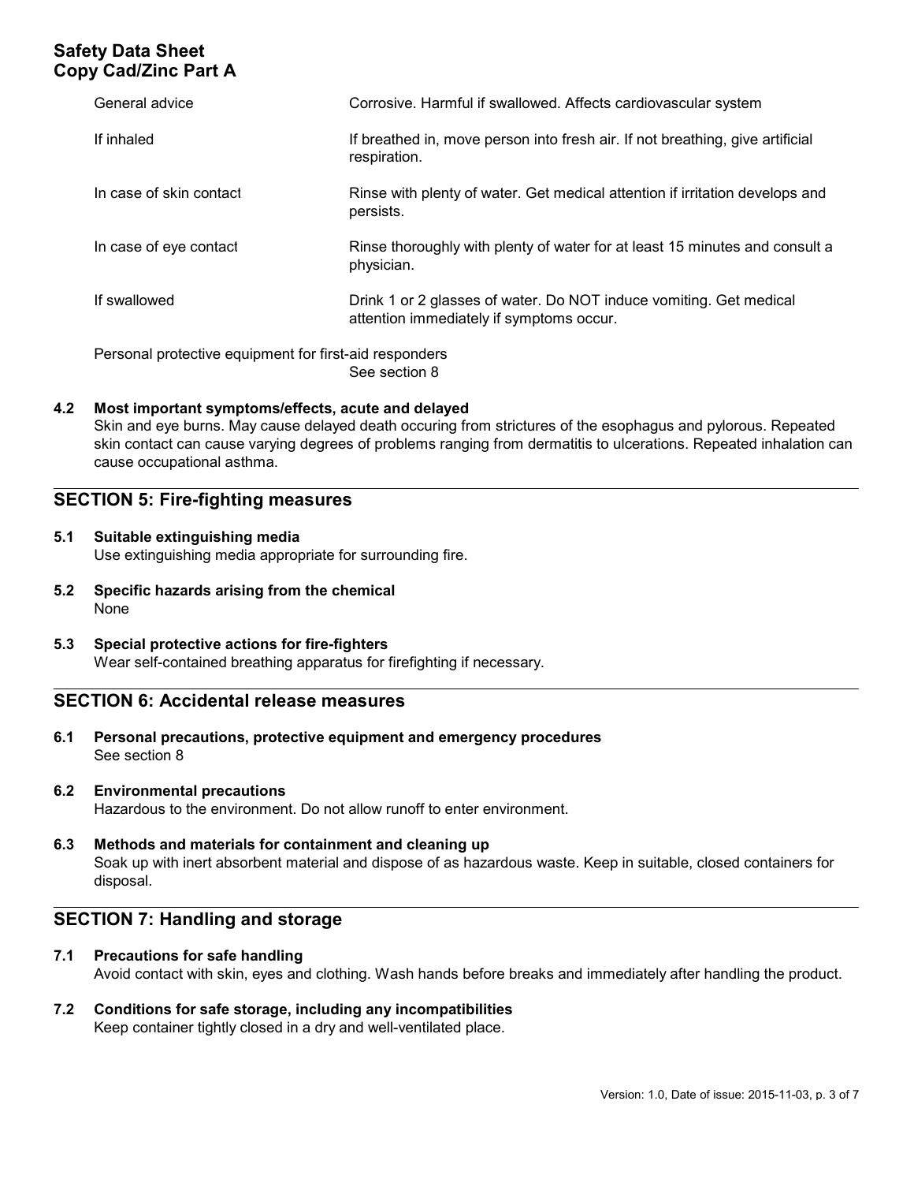| | |
|---|---|
| General advice | Corrosive. Harmful if swallowed. Affects cardiovascular system |
| If inhaled | If breathed in, move person into fresh air. If not breathing, give artificial respiration. |
| In case of skin contact | Rinse with plenty of water. Get medical attention if irritation develops and persists. |
| In case of eye contact | Rinse thoroughly with plenty of water for at least 15 minutes and consult a physician. |
| If swallowed | Drink 1 or 2 glasses of water. Do NOT induce vomiting. Get medical attention immediately if symptoms occur. |

Personal protective equipment for first-aid responders
See section 8

**4.2 Most important symptoms/effects, acute and delayed**

Skin and eye burns. May cause delayed death occuring from strictures of the esophagus and pylorous. Repeated skin contact can cause varying degrees of problems ranging from dermatitis to ulcerations. Repeated inhalation can cause occupational asthma.

## SECTION 5: Fire-fighting measures

**5.1 Suitable extinguishing media**

Use extinguishing media appropriate for surrounding fire.

**5.2 Specific hazards arising from the chemical**

None

**5.3 Special protective actions for fire-fighters**

Wear self-contained breathing apparatus for firefighting if necessary.

## SECTION 6: Accidental release measures

**6.1 Personal precautions, protective equipment and emergency procedures**

See section 8

**6.2 Environmental precautions**

Hazardous to the environment. Do not allow runoff to enter environment.

**6.3 Methods and materials for containment and cleaning up**

Soak up with inert absorbent material and dispose of as hazardous waste. Keep in suitable, closed containers for disposal.

## SECTION 7: Handling and storage

**7.1 Precautions for safe handling**

Avoid contact with skin, eyes and clothing. Wash hands before breaks and immediately after handling the product.

**7.2 Conditions for safe storage, including any incompatibilities**

Keep container tightly closed in a dry and well-ventilated place.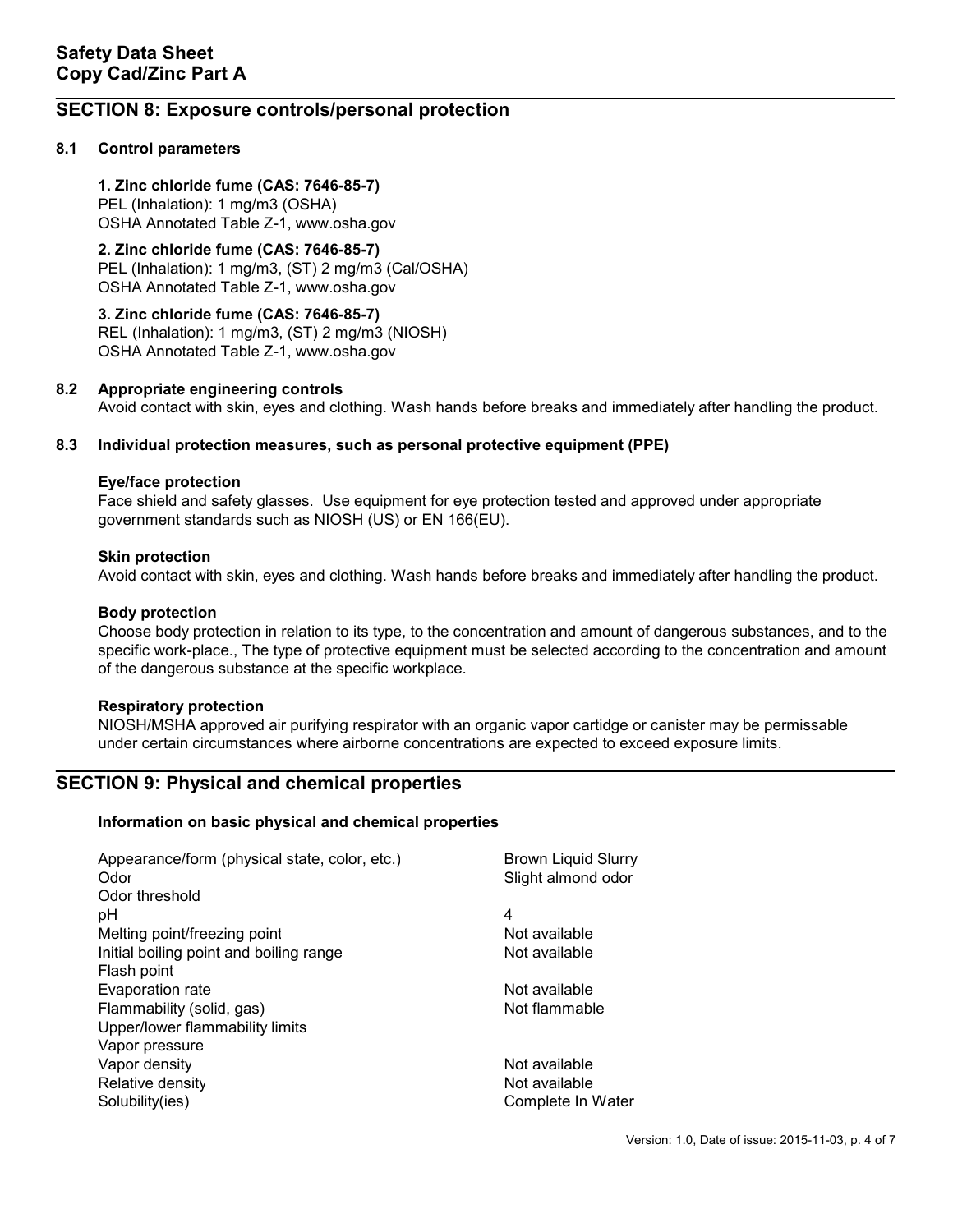## SECTION 8: Exposure controls/personal protection

### 8.1 Control parameters

**1. Zinc chloride fume (CAS: 7646-85-7)**
PEL (Inhalation): 1 mg/m3 (OSHA)
OSHA Annotated Table Z-1, www.osha.gov

**2. Zinc chloride fume (CAS: 7646-85-7)**
PEL (Inhalation): 1 mg/m3, (ST) 2 mg/m3 (Cal/OSHA)
OSHA Annotated Table Z-1, www.osha.gov

**3. Zinc chloride fume (CAS: 7646-85-7)**
REL (Inhalation): 1 mg/m3, (ST) 2 mg/m3 (NIOSH)
OSHA Annotated Table Z-1, www.osha.gov

### 8.2 Appropriate engineering controls

Avoid contact with skin, eyes and clothing. Wash hands before breaks and immediately after handling the product.

### 8.3 Individual protection measures, such as personal protective equipment (PPE)

**Eye/face protection**
Face shield and safety glasses. Use equipment for eye protection tested and approved under appropriate government standards such as NIOSH (US) or EN 166(EU).

**Skin protection**
Avoid contact with skin, eyes and clothing. Wash hands before breaks and immediately after handling the product.

**Body protection**
Choose body protection in relation to its type, to the concentration and amount of dangerous substances, and to the specific work-place., The type of protective equipment must be selected according to the concentration and amount of the dangerous substance at the specific workplace.

**Respiratory protection**
NIOSH/MSHA approved air purifying respirator with an organic vapor cartidge or canister may be permissable under certain circumstances where airborne concentrations are expected to exceed exposure limits.

## SECTION 9: Physical and chemical properties

**Information on basic physical and chemical properties**

| Property | Value |
|---|---|
| Appearance/form (physical state, color, etc.) | Brown Liquid Slurry |
| Odor | Slight almond odor |
| Odor threshold | |
| pH | 4 |
| Melting point/freezing point | Not available |
| Initial boiling point and boiling range | Not available |
| Flash point | |
| Evaporation rate | Not available |
| Flammability (solid, gas) | Not flammable |
| Upper/lower flammability limits | |
| Vapor pressure | |
| Vapor density | Not available |
| Relative density | Not available |
| Solubility(ies) | Complete In Water |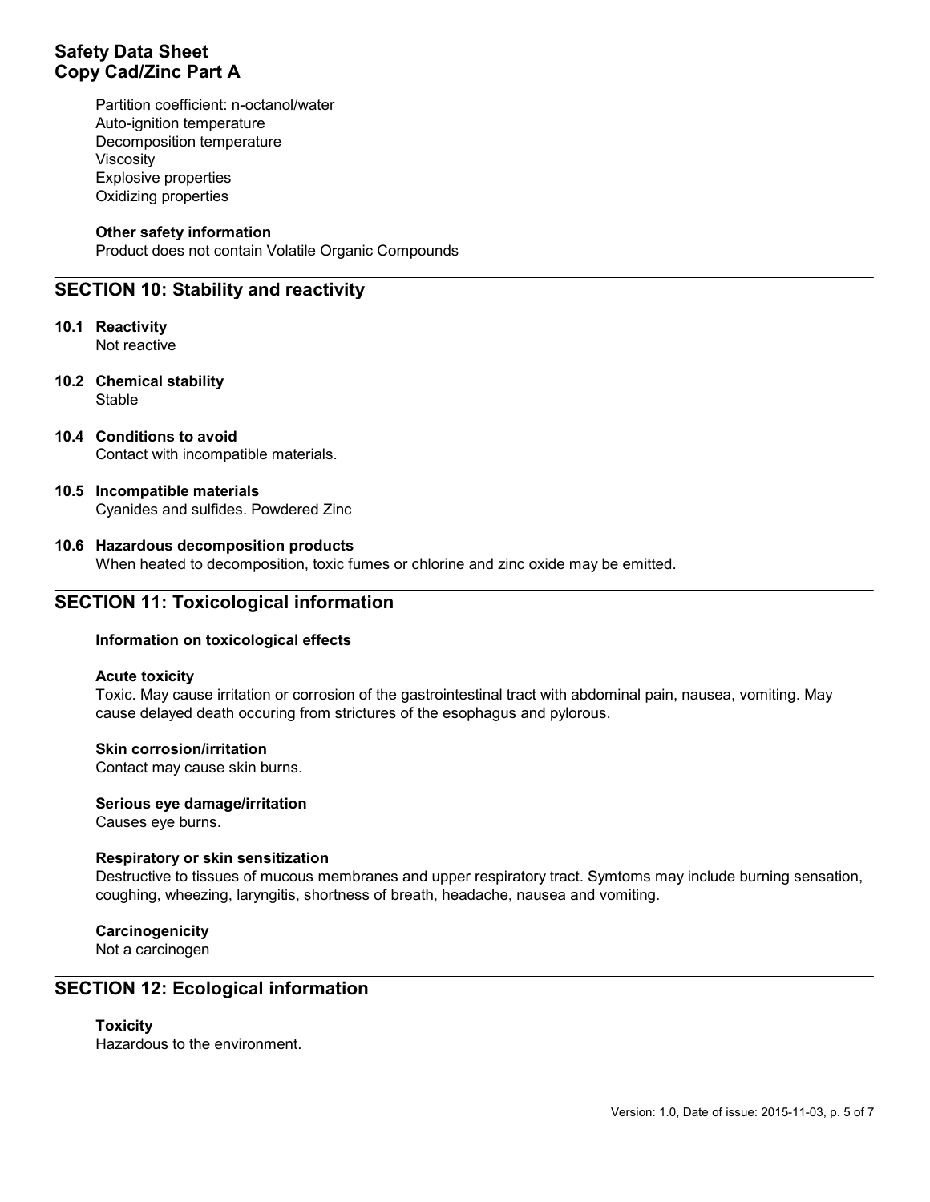Partition coefficient: n-octanol/water
Auto-ignition temperature
Decomposition temperature
Viscosity
Explosive properties
Oxidizing properties

**Other safety information**
Product does not contain Volatile Organic Compounds

## SECTION 10: Stability and reactivity

**10.1 Reactivity**
Not reactive

**10.2 Chemical stability**
Stable

**10.4 Conditions to avoid**
Contact with incompatible materials.

**10.5 Incompatible materials**
Cyanides and sulfides. Powdered Zinc

**10.6 Hazardous decomposition products**
When heated to decomposition, toxic fumes or chlorine and zinc oxide may be emitted.

## SECTION 11: Toxicological information

**Information on toxicological effects**

**Acute toxicity**
Toxic. May cause irritation or corrosion of the gastrointestinal tract with abdominal pain, nausea, vomiting. May cause delayed death occuring from strictures of the esophagus and pylorous.

**Skin corrosion/irritation**
Contact may cause skin burns.

**Serious eye damage/irritation**
Causes eye burns.

**Respiratory or skin sensitization**
Destructive to tissues of mucous membranes and upper respiratory tract. Symtoms may include burning sensation, coughing, wheezing, laryngitis, shortness of breath, headache, nausea and vomiting.

**Carcinogenicity**
Not a carcinogen

## SECTION 12: Ecological information

**Toxicity**
Hazardous to the environment.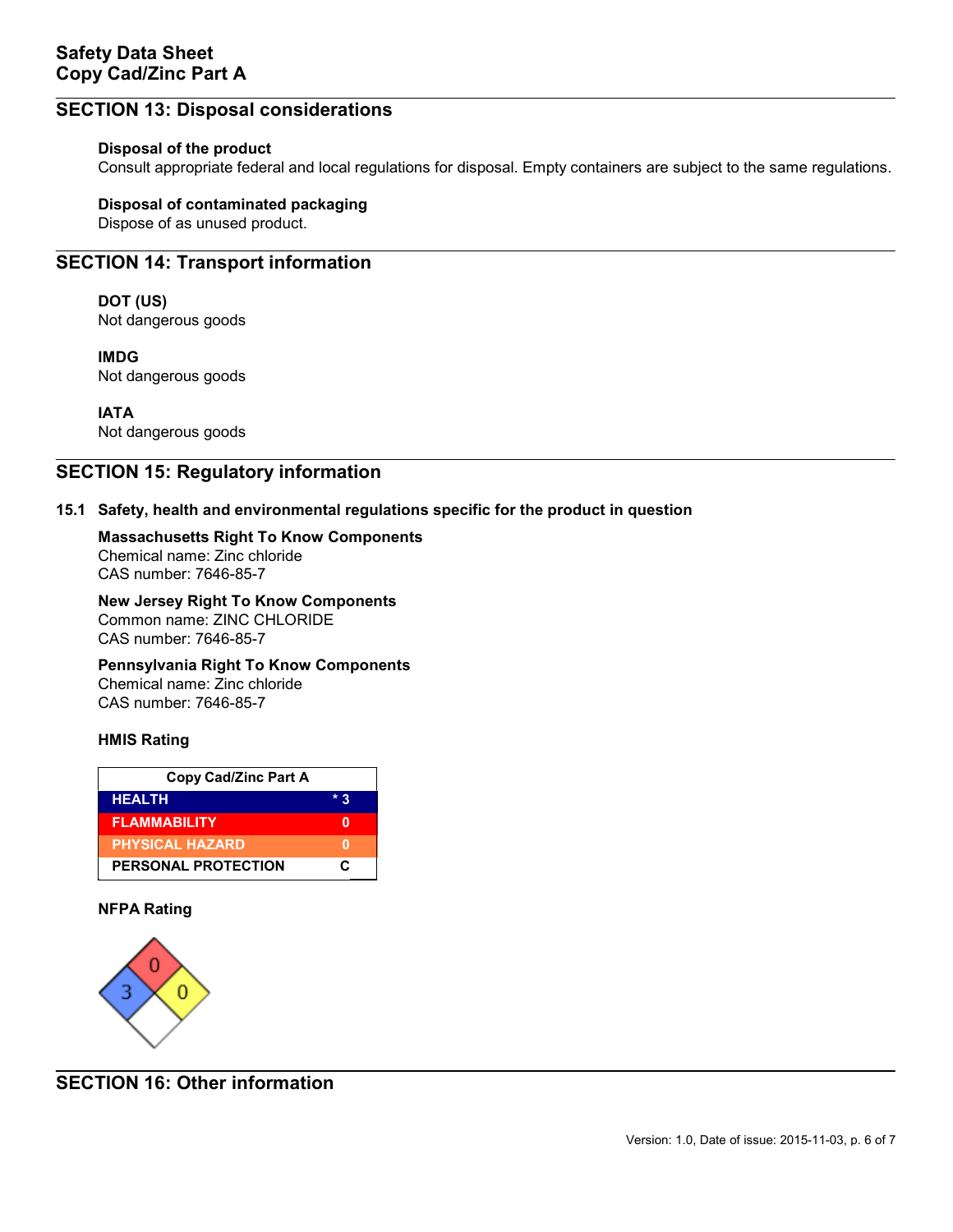## SECTION 13: Disposal considerations

**Disposal of the product**

Consult appropriate federal and local regulations for disposal. Empty containers are subject to the same regulations.

**Disposal of contaminated packaging**

Dispose of as unused product.

## SECTION 14: Transport information

**DOT (US)**

Not dangerous goods

**IMDG**

Not dangerous goods

**IATA**

Not dangerous goods

## SECTION 15: Regulatory information

**15.1 Safety, health and environmental regulations specific for the product in question**

**Massachusetts Right To Know Components**

Chemical name: Zinc chloride
CAS number: 7646-85-7

**New Jersey Right To Know Components**

Common name: ZINC CHLORIDE
CAS number: 7646-85-7

**Pennsylvania Right To Know Components**

Chemical name: Zinc chloride
CAS number: 7646-85-7

**HMIS Rating**

| Copy Cad/Zinc Part A | |
|---|---|
| HEALTH | * 3 |
| FLAMMABILITY | 0 |
| PHYSICAL HAZARD | 0 |
| PERSONAL PROTECTION | C |

**NFPA Rating**

Health: 3, Flammability: 0, Instability: 0

## SECTION 16: Other information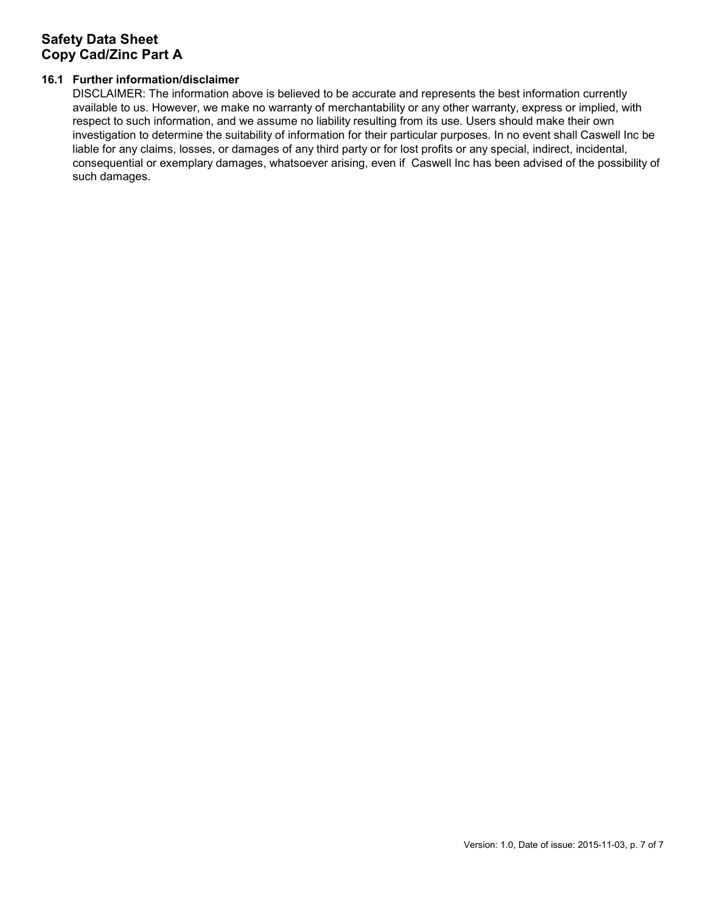### 16.1 Further information/disclaimer

DISCLAIMER: The information above is believed to be accurate and represents the best information currently available to us. However, we make no warranty of merchantability or any other warranty, express or implied, with respect to such information, and we assume no liability resulting from its use. Users should make their own investigation to determine the suitability of information for their particular purposes. In no event shall Caswell Inc be liable for any claims, losses, or damages of any third party or for lost profits or any special, indirect, incidental, consequential or exemplary damages, whatsoever arising, even if Caswell Inc has been advised of the possibility of such damages.